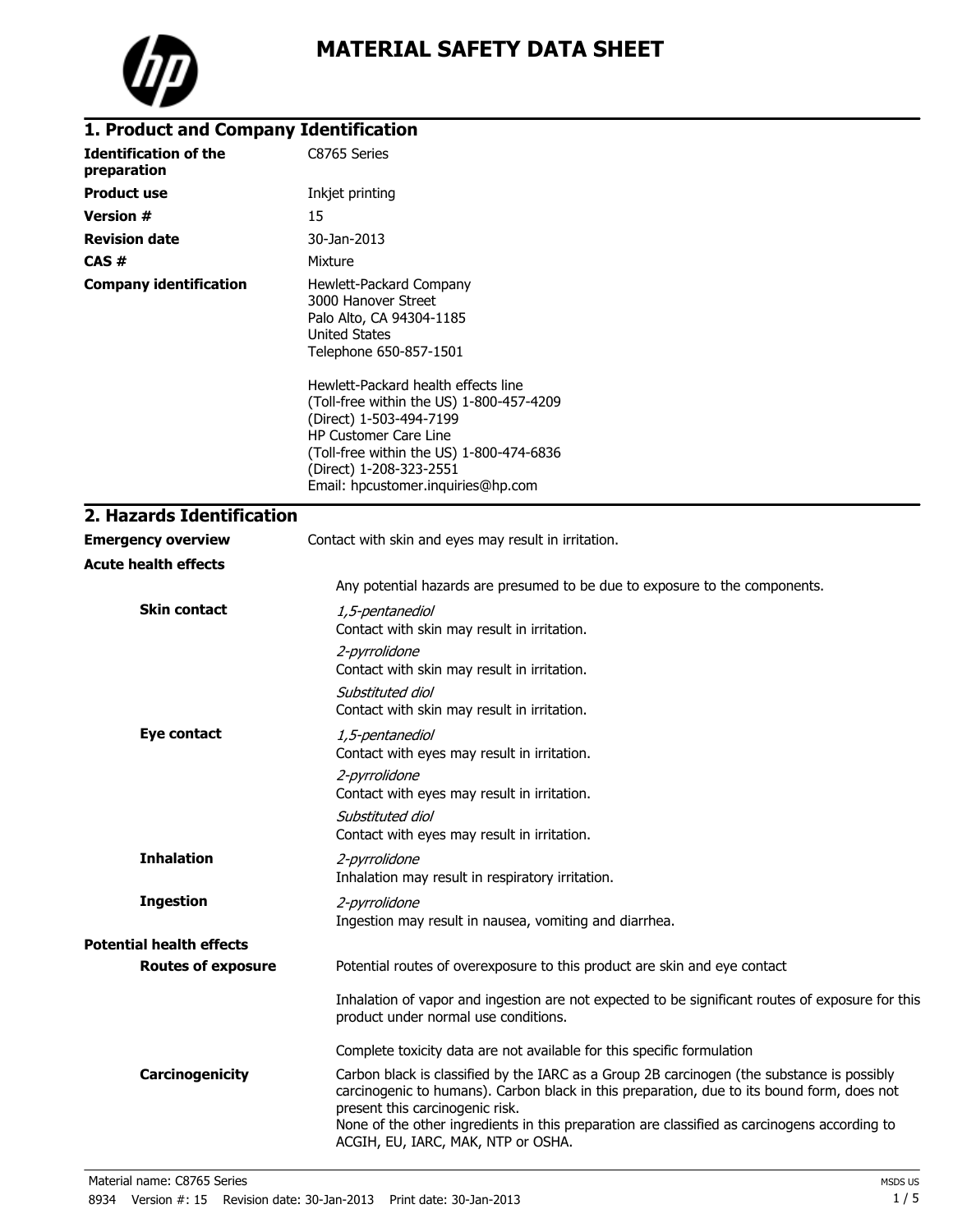# MATERIAL SAFETY DATA SHEET

## 1. Product and Company Identification

**Identification of the preparation** C8765 Series

**Product use** Inkjet printing

**Version #** 15

**Revision date** 30-Jan-2013

**CAS #** Mixture

**Company identification**
Hewlett-Packard Company
3000 Hanover Street
Palo Alto, CA 94304-1185
United States
Telephone 650-857-1501

Hewlett-Packard health effects line
(Toll-free within the US) 1-800-457-4209
(Direct) 1-503-494-7199
HP Customer Care Line
(Toll-free within the US) 1-800-474-6836
(Direct) 1-208-323-2551
Email: hpcustomer.inquiries@hp.com

## 2. Hazards Identification

**Emergency overview** Contact with skin and eyes may result in irritation.

**Acute health effects**

Any potential hazards are presumed to be due to exposure to the components.

**Skin contact**

*1,5-pentanediol*
Contact with skin may result in irritation.

*2-pyrrolidone*
Contact with skin may result in irritation.

*Substituted diol*
Contact with skin may result in irritation.

**Eye contact**

*1,5-pentanediol*
Contact with eyes may result in irritation.

*2-pyrrolidone*
Contact with eyes may result in irritation.

*Substituted diol*
Contact with eyes may result in irritation.

**Inhalation**

*2-pyrrolidone*
Inhalation may result in respiratory irritation.

**Ingestion**

*2-pyrrolidone*
Ingestion may result in nausea, vomiting and diarrhea.

**Potential health effects**

**Routes of exposure**

Potential routes of overexposure to this product are skin and eye contact

Inhalation of vapor and ingestion are not expected to be significant routes of exposure for this product under normal use conditions.

Complete toxicity data are not available for this specific formulation

**Carcinogenicity**

Carbon black is classified by the IARC as a Group 2B carcinogen (the substance is possibly carcinogenic to humans). Carbon black in this preparation, due to its bound form, does not present this carcinogenic risk.
None of the other ingredients in this preparation are classified as carcinogens according to ACGIH, EU, IARC, MAK, NTP or OSHA.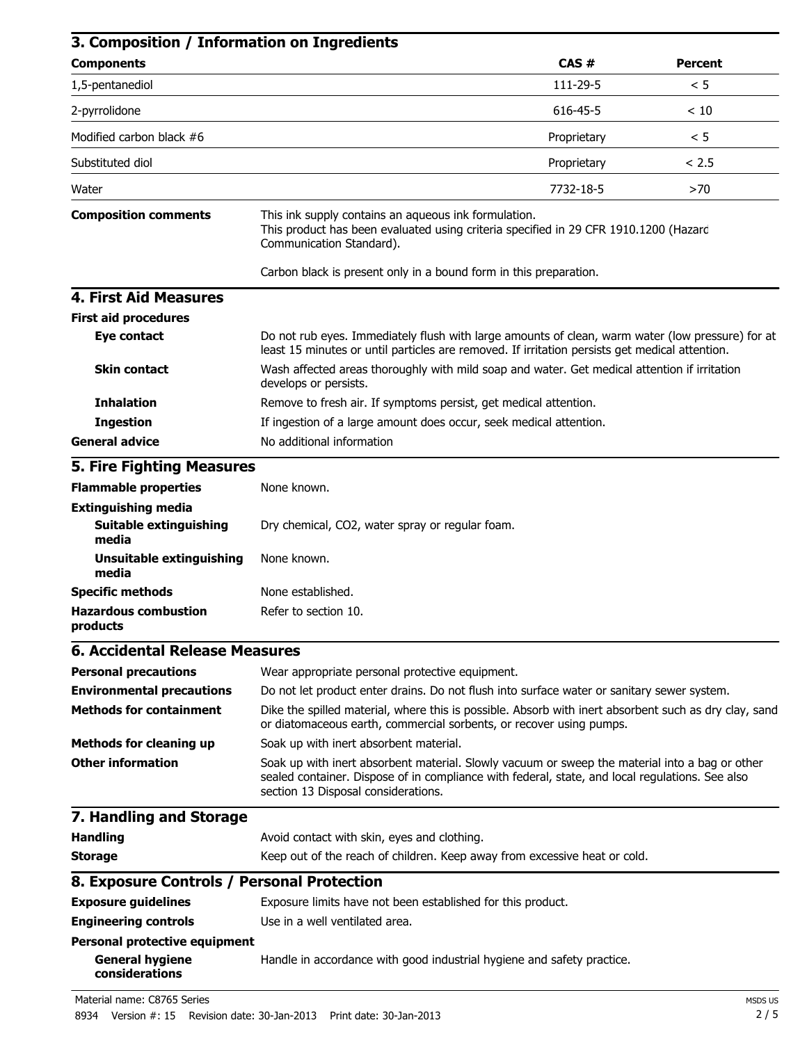## 3. Composition / Information on Ingredients

| Components | CAS # | Percent |
|---|---|---|
| 1,5-pentanediol | 111-29-5 | < 5 |
| 2-pyrrolidone | 616-45-5 | < 10 |
| Modified carbon black #6 | Proprietary | < 5 |
| Substituted diol | Proprietary | < 2.5 |
| Water | 7732-18-5 | >70 |

**Composition comments**

This ink supply contains an aqueous ink formulation.
This product has been evaluated using criteria specified in 29 CFR 1910.1200 (Hazard Communication Standard).

Carbon black is present only in a bound form in this preparation.

## 4. First Aid Measures

**First aid procedures**

**Eye contact**: Do not rub eyes. Immediately flush with large amounts of clean, warm water (low pressure) for at least 15 minutes or until particles are removed. If irritation persists get medical attention.

**Skin contact**: Wash affected areas thoroughly with mild soap and water. Get medical attention if irritation develops or persists.

**Inhalation**: Remove to fresh air. If symptoms persist, get medical attention.

**Ingestion**: If ingestion of a large amount does occur, seek medical attention.

**General advice**: No additional information

## 5. Fire Fighting Measures

**Flammable properties**: None known.

**Extinguishing media**

**Suitable extinguishing media**: Dry chemical, $CO_2$, water spray or regular foam.

**Unsuitable extinguishing media**: None known.

**Specific methods**: None established.

**Hazardous combustion products**: Refer to section 10.

## 6. Accidental Release Measures

**Personal precautions**: Wear appropriate personal protective equipment.

**Environmental precautions**: Do not let product enter drains. Do not flush into surface water or sanitary sewer system.

**Methods for containment**: Dike the spilled material, where this is possible. Absorb with inert absorbent such as dry clay, sand or diatomaceous earth, commercial sorbents, or recover using pumps.

**Methods for cleaning up**: Soak up with inert absorbent material.

**Other information**: Soak up with inert absorbent material. Slowly vacuum or sweep the material into a bag or other sealed container. Dispose of in compliance with federal, state, and local regulations. See also section 13 Disposal considerations.

## 7. Handling and Storage

**Handling**: Avoid contact with skin, eyes and clothing.

**Storage**: Keep out of the reach of children. Keep away from excessive heat or cold.

## 8. Exposure Controls / Personal Protection

**Exposure guidelines**: Exposure limits have not been established for this product.

**Engineering controls**: Use in a well ventilated area.

**Personal protective equipment**

**General hygiene considerations**: Handle in accordance with good industrial hygiene and safety practice.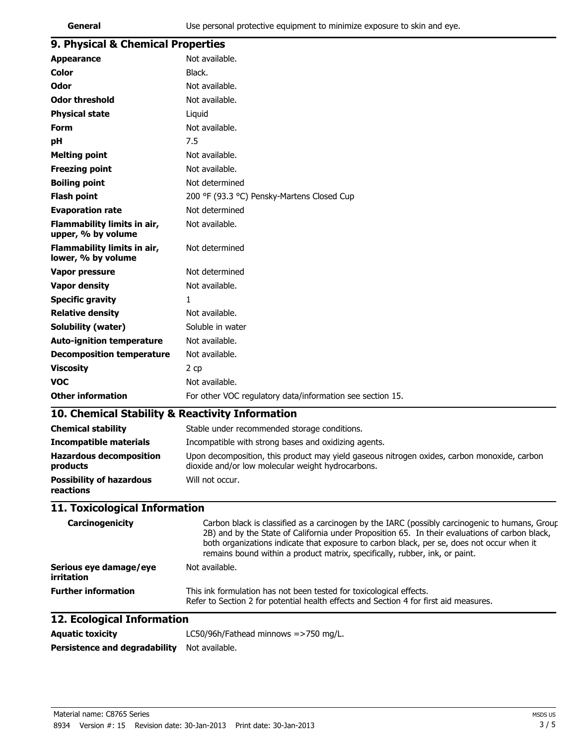| | |
|---|---|
| **General** | Use personal protective equipment to minimize exposure to skin and eye. |

## 9. Physical & Chemical Properties

| | |
|---|---|
| **Appearance** | Not available. |
| **Color** | Black. |
| **Odor** | Not available. |
| **Odor threshold** | Not available. |
| **Physical state** | Liquid |
| **Form** | Not available. |
| **pH** | 7.5 |
| **Melting point** | Not available. |
| **Freezing point** | Not available. |
| **Boiling point** | Not determined |
| **Flash point** | 200 °F (93.3 °C) Pensky-Martens Closed Cup |
| **Evaporation rate** | Not determined |
| **Flammability limits in air, upper, % by volume** | Not available. |
| **Flammability limits in air, lower, % by volume** | Not determined |
| **Vapor pressure** | Not determined |
| **Vapor density** | Not available. |
| **Specific gravity** | 1 |
| **Relative density** | Not available. |
| **Solubility (water)** | Soluble in water |
| **Auto-ignition temperature** | Not available. |
| **Decomposition temperature** | Not available. |
| **Viscosity** | 2 cp |
| **VOC** | Not available. |
| **Other information** | For other VOC regulatory data/information see section 15. |

## 10. Chemical Stability & Reactivity Information

| | |
|---|---|
| **Chemical stability** | Stable under recommended storage conditions. |
| **Incompatible materials** | Incompatible with strong bases and oxidizing agents. |
| **Hazardous decomposition products** | Upon decomposition, this product may yield gaseous nitrogen oxides, carbon monoxide, carbon dioxide and/or low molecular weight hydrocarbons. |
| **Possibility of hazardous reactions** | Will not occur. |

## 11. Toxicological Information

| | |
|---|---|
| **Carcinogenicity** | Carbon black is classified as a carcinogen by the IARC (possibly carcinogenic to humans, Group 2B) and by the State of California under Proposition 65. In their evaluations of carbon black, both organizations indicate that exposure to carbon black, per se, does not occur when it remains bound within a product matrix, specifically, rubber, ink, or paint. |
| **Serious eye damage/eye irritation** | Not available. |
| **Further information** | This ink formulation has not been tested for toxicological effects.<br>Refer to Section 2 for potential health effects and Section 4 for first aid measures. |

## 12. Ecological Information

| | |
|---|---|
| **Aquatic toxicity** | LC50/96h/Fathead minnows =>750 mg/L. |
| **Persistence and degradability** | Not available. |

Material name: C8765 Series

8934 Version #: 15 Revision date: 30-Jan-2013 Print date: 30-Jan-2013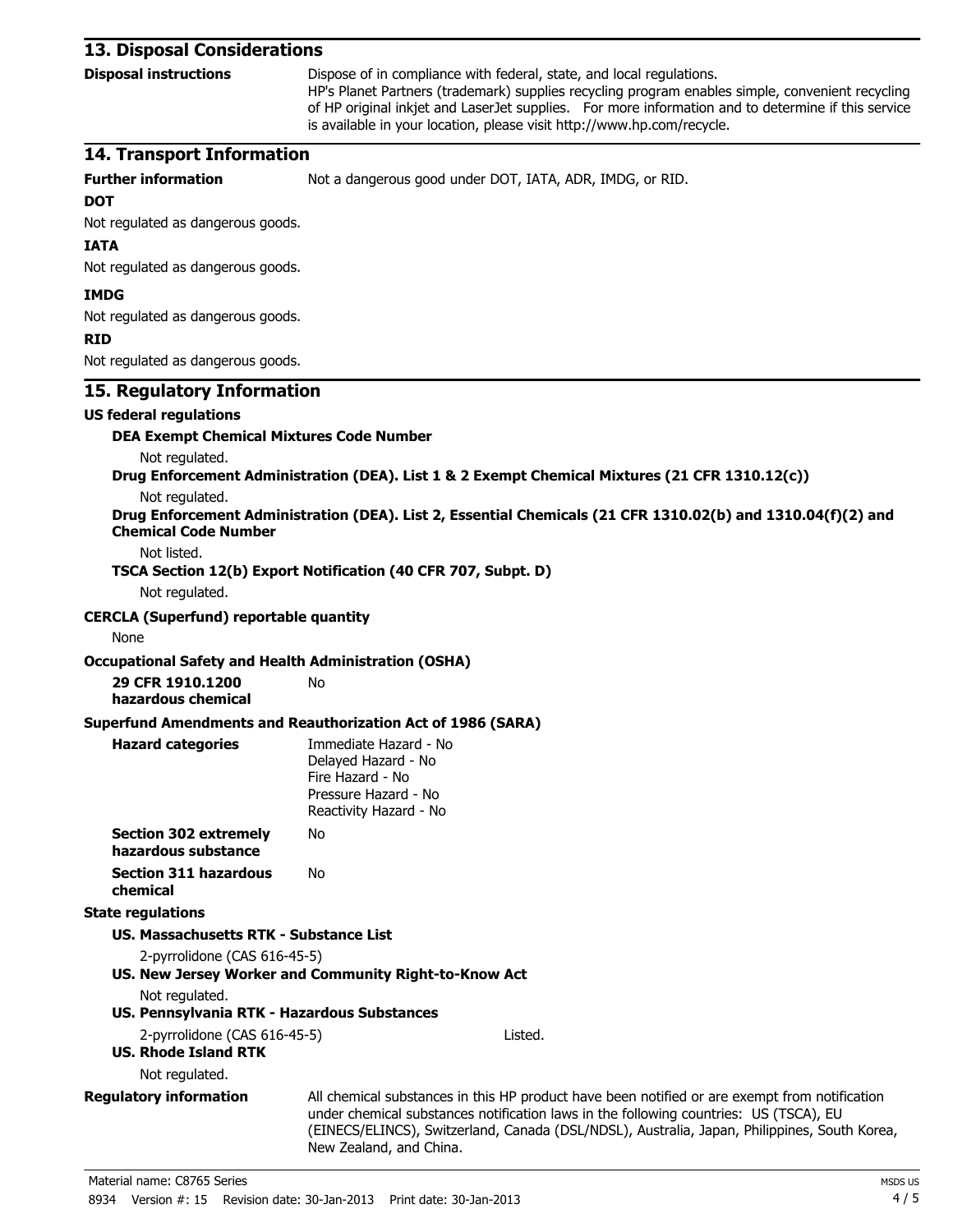## 13. Disposal Considerations

**Disposal instructions** Dispose of in compliance with federal, state, and local regulations.
HP's Planet Partners (trademark) supplies recycling program enables simple, convenient recycling of HP original inkjet and LaserJet supplies. For more information and to determine if this service is available in your location, please visit http://www.hp.com/recycle.

## 14. Transport Information

**Further information** Not a dangerous good under DOT, IATA, ADR, IMDG, or RID.

**DOT**

Not regulated as dangerous goods.

**IATA**

Not regulated as dangerous goods.

**IMDG**

Not regulated as dangerous goods.

**RID**

Not regulated as dangerous goods.

## 15. Regulatory Information

**US federal regulations**

**DEA Exempt Chemical Mixtures Code Number**

Not regulated.

**Drug Enforcement Administration (DEA). List 1 & 2 Exempt Chemical Mixtures (21 CFR 1310.12(c))**

Not regulated.

**Drug Enforcement Administration (DEA). List 2, Essential Chemicals (21 CFR 1310.02(b) and 1310.04(f)(2) and Chemical Code Number**

Not listed.

**TSCA Section 12(b) Export Notification (40 CFR 707, Subpt. D)**

Not regulated.

**CERCLA (Superfund) reportable quantity**

None

**Occupational Safety and Health Administration (OSHA)**

**29 CFR 1910.1200 hazardous chemical** No

**Superfund Amendments and Reauthorization Act of 1986 (SARA)**

**Hazard categories**
Immediate Hazard - No
Delayed Hazard - No
Fire Hazard - No
Pressure Hazard - No
Reactivity Hazard - No

**Section 302 extremely hazardous substance** No

**Section 311 hazardous chemical** No

**State regulations**

**US. Massachusetts RTK - Substance List**

2-pyrrolidone (CAS 616-45-5)

**US. New Jersey Worker and Community Right-to-Know Act**

Not regulated.

**US. Pennsylvania RTK - Hazardous Substances**

2-pyrrolidone (CAS 616-45-5) Listed.

**US. Rhode Island RTK**

Not regulated.

**Regulatory information** All chemical substances in this HP product have been notified or are exempt from notification under chemical substances notification laws in the following countries: US (TSCA), EU (EINECS/ELINCS), Switzerland, Canada (DSL/NDSL), Australia, Japan, Philippines, South Korea, New Zealand, and China.

Material name: C8765 Series

8934 Version #: 15 Revision date: 30-Jan-2013 Print date: 30-Jan-2013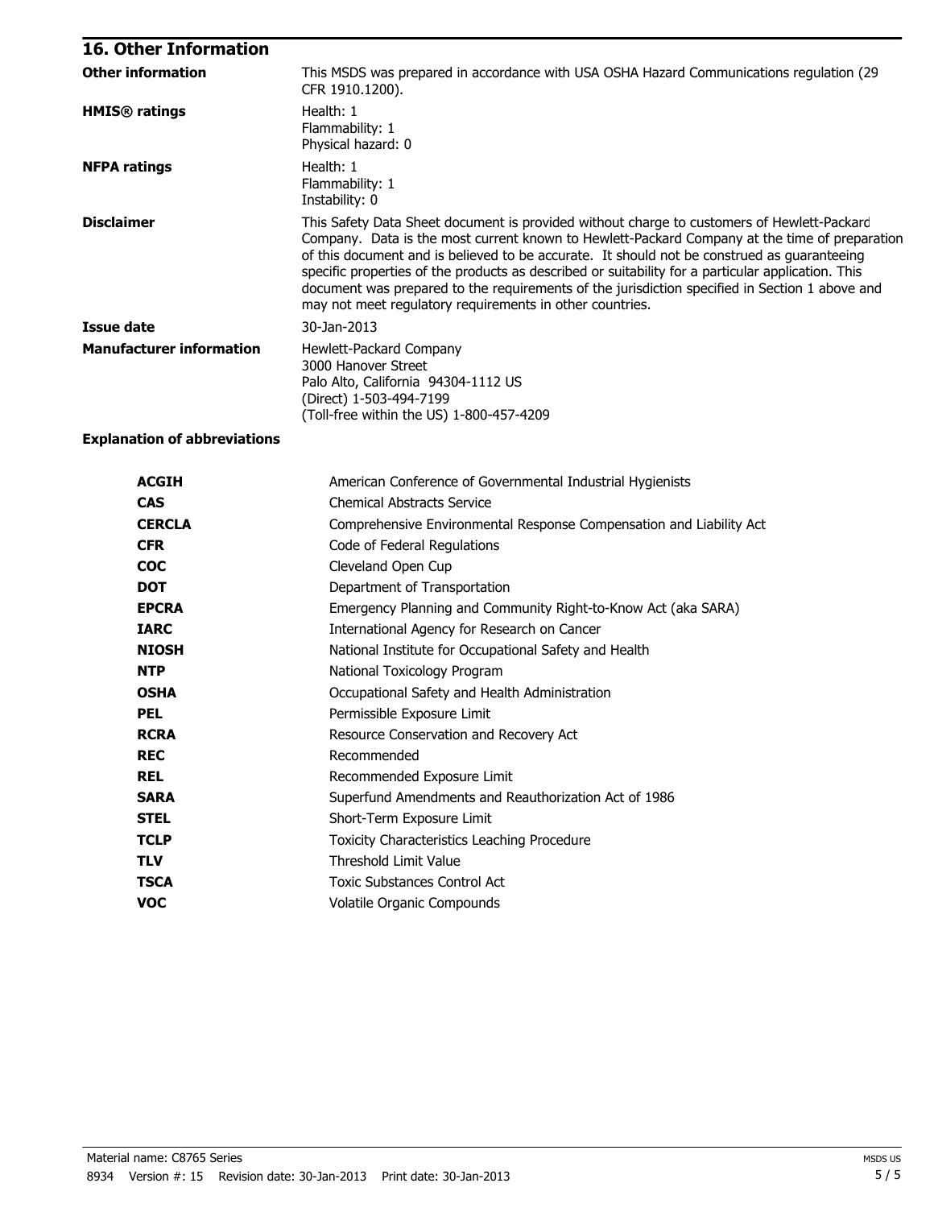## 16. Other Information

| | |
|---|---|
| **Other information** | This MSDS was prepared in accordance with USA OSHA Hazard Communications regulation (29 CFR 1910.1200). |
| **HMIS® ratings** | Health: 1<br>Flammability: 1<br>Physical hazard: 0 |
| **NFPA ratings** | Health: 1<br>Flammability: 1<br>Instability: 0 |
| **Disclaimer** | This Safety Data Sheet document is provided without charge to customers of Hewlett-Packard Company. Data is the most current known to Hewlett-Packard Company at the time of preparation of this document and is believed to be accurate. It should not be construed as guaranteeing specific properties of the products as described or suitability for a particular application. This document was prepared to the requirements of the jurisdiction specified in Section 1 above and may not meet regulatory requirements in other countries. |
| **Issue date** | 30-Jan-2013 |
| **Manufacturer information** | Hewlett-Packard Company<br>3000 Hanover Street<br>Palo Alto, California 94304-1112 US<br>(Direct) 1-503-494-7199<br>(Toll-free within the US) 1-800-457-4209 |

**Explanation of abbreviations**

| | |
|---|---|
| **ACGIH** | American Conference of Governmental Industrial Hygienists |
| **CAS** | Chemical Abstracts Service |
| **CERCLA** | Comprehensive Environmental Response Compensation and Liability Act |
| **CFR** | Code of Federal Regulations |
| **COC** | Cleveland Open Cup |
| **DOT** | Department of Transportation |
| **EPCRA** | Emergency Planning and Community Right-to-Know Act (aka SARA) |
| **IARC** | International Agency for Research on Cancer |
| **NIOSH** | National Institute for Occupational Safety and Health |
| **NTP** | National Toxicology Program |
| **OSHA** | Occupational Safety and Health Administration |
| **PEL** | Permissible Exposure Limit |
| **RCRA** | Resource Conservation and Recovery Act |
| **REC** | Recommended |
| **REL** | Recommended Exposure Limit |
| **SARA** | Superfund Amendments and Reauthorization Act of 1986 |
| **STEL** | Short-Term Exposure Limit |
| **TCLP** | Toxicity Characteristics Leaching Procedure |
| **TLV** | Threshold Limit Value |
| **TSCA** | Toxic Substances Control Act |
| **VOC** | Volatile Organic Compounds |